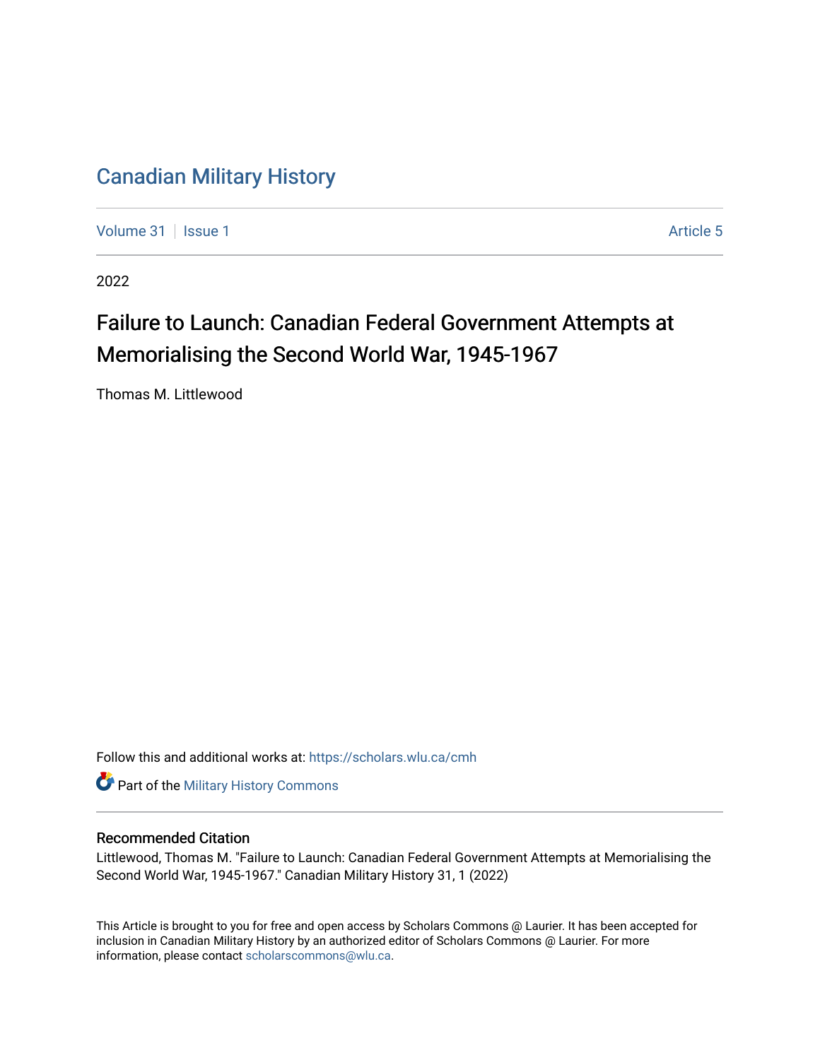# Canadian Military History

Volume 31 | Issue 1 | Article 5

2022

## Failure to Launch: Canadian Federal Government Attempts at Memorialising the Second World War, 1945-1967

Thomas M. Littlewood

Follow this and additional works at: https://scholars.wlu.ca/cmh

Part of the Military History Commons

### Recommended Citation

Littlewood, Thomas M. "Failure to Launch: Canadian Federal Government Attempts at Memorialising the Second World War, 1945-1967." Canadian Military History 31, 1 (2022)

This Article is brought to you for free and open access by Scholars Commons @ Laurier. It has been accepted for inclusion in Canadian Military History by an authorized editor of Scholars Commons @ Laurier. For more information, please contact scholarscommons@wlu.ca.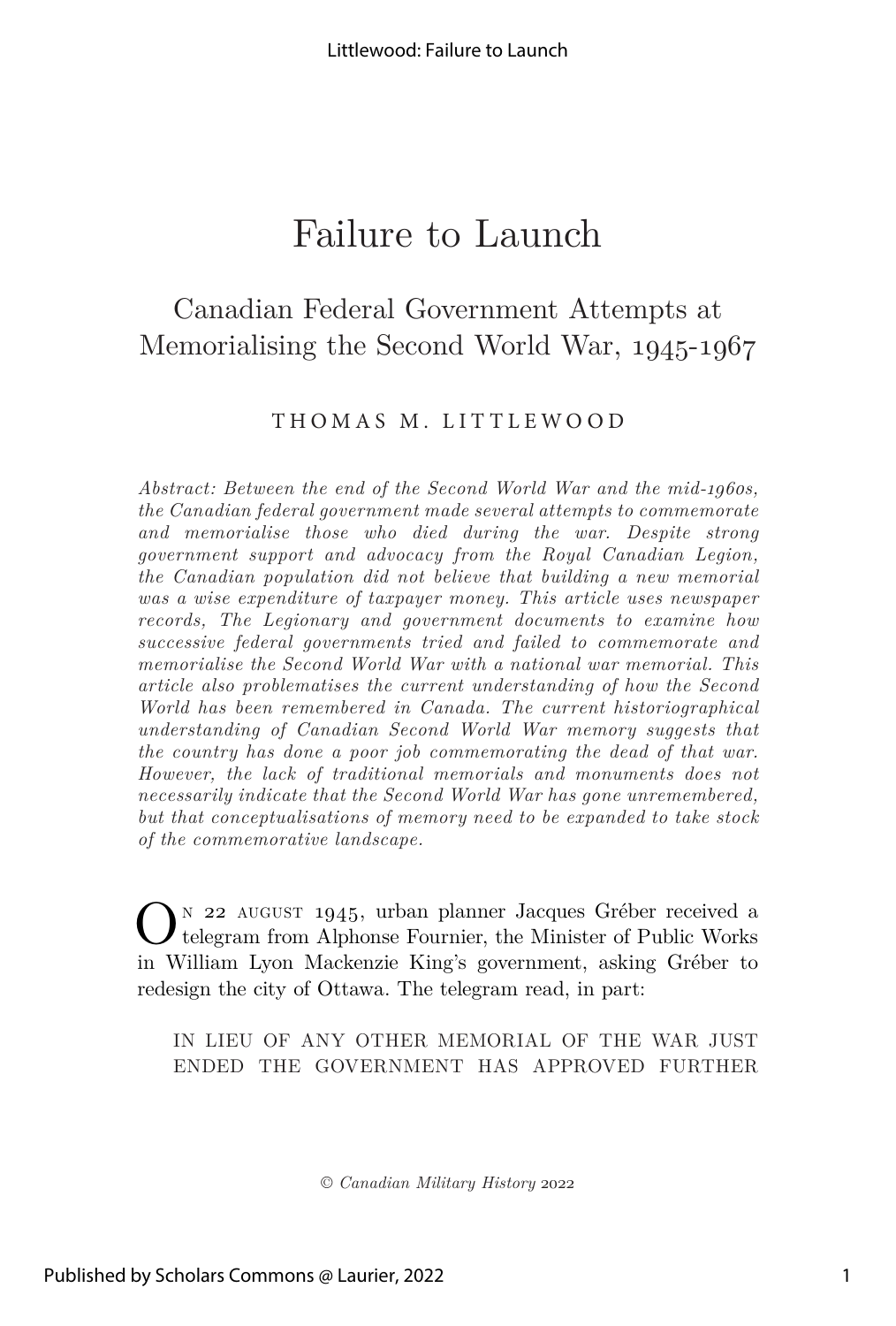# Failure to Launch

## Canadian Federal Government Attempts at Memorialising the Second World War, 1945-1967

THOMAS M. LITTLEWOOD

*Abstract: Between the end of the Second World War and the mid-1960s, the Canadian federal government made several attempts to commemorate and memorialise those who died during the war. Despite strong government support and advocacy from the Royal Canadian Legion, the Canadian population did not believe that building a new memorial was a wise expenditure of taxpayer money. This article uses newspaper records, The Legionary and government documents to examine how successive federal governments tried and failed to commemorate and memorialise the Second World War with a national war memorial. This article also problematises the current understanding of how the Second World has been remembered in Canada. The current historiographical understanding of Canadian Second World War memory suggests that the country has done a poor job commemorating the dead of that war. However, the lack of traditional memorials and monuments does not necessarily indicate that the Second World War has gone unremembered, but that conceptualisations of memory need to be expanded to take stock of the commemorative landscape.*

On 22 August 1945, urban planner Jacques Gréber received a telegram from Alphonse Fournier, the Minister of Public Works in William Lyon Mackenzie King's government, asking Gréber to redesign the city of Ottawa. The telegram read, in part:

> IN LIEU OF ANY OTHER MEMORIAL OF THE WAR JUST ENDED THE GOVERNMENT HAS APPROVED FURTHER

© *Canadian Military History* 2022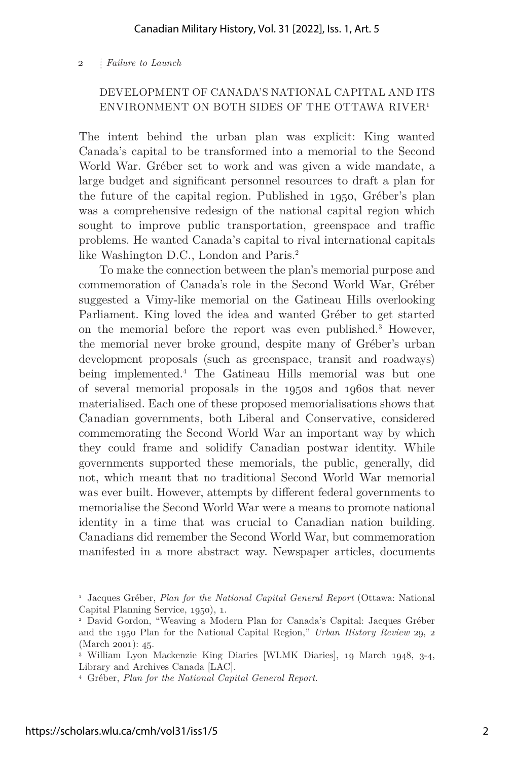DEVELOPMENT OF CANADA'S NATIONAL CAPITAL AND ITS ENVIRONMENT ON BOTH SIDES OF THE OTTAWA RIVER[1]

The intent behind the urban plan was explicit: King wanted Canada's capital to be transformed into a memorial to the Second World War. Gréber set to work and was given a wide mandate, a large budget and significant personnel resources to draft a plan for the future of the capital region. Published in 1950, Gréber's plan was a comprehensive redesign of the national capital region which sought to improve public transportation, greenspace and traffic problems. He wanted Canada's capital to rival international capitals like Washington D.C., London and Paris.[2]

To make the connection between the plan's memorial purpose and commemoration of Canada's role in the Second World War, Gréber suggested a Vimy-like memorial on the Gatineau Hills overlooking Parliament. King loved the idea and wanted Gréber to get started on the memorial before the report was even published.[3] However, the memorial never broke ground, despite many of Gréber's urban development proposals (such as greenspace, transit and roadways) being implemented.[4] The Gatineau Hills memorial was but one of several memorial proposals in the 1950s and 1960s that never materialised. Each one of these proposed memorialisations shows that Canadian governments, both Liberal and Conservative, considered commemorating the Second World War an important way by which they could frame and solidify Canadian postwar identity. While governments supported these memorials, the public, generally, did not, which meant that no traditional Second World War memorial was ever built. However, attempts by different federal governments to memorialise the Second World War were a means to promote national identity in a time that was crucial to Canadian nation building. Canadians did remember the Second World War, but commemoration manifested in a more abstract way. Newspaper articles, documents

[1] Jacques Gréber, *Plan for the National Capital General Report* (Ottawa: National Capital Planning Service, 1950), 1.

[2] David Gordon, "Weaving a Modern Plan for Canada's Capital: Jacques Gréber and the 1950 Plan for the National Capital Region," *Urban History Review* 29, 2 (March 2001): 45.

[3] William Lyon Mackenzie King Diaries [WLMK Diaries], 19 March 1948, 3-4, Library and Archives Canada [LAC].

[4] Gréber, *Plan for the National Capital General Report*.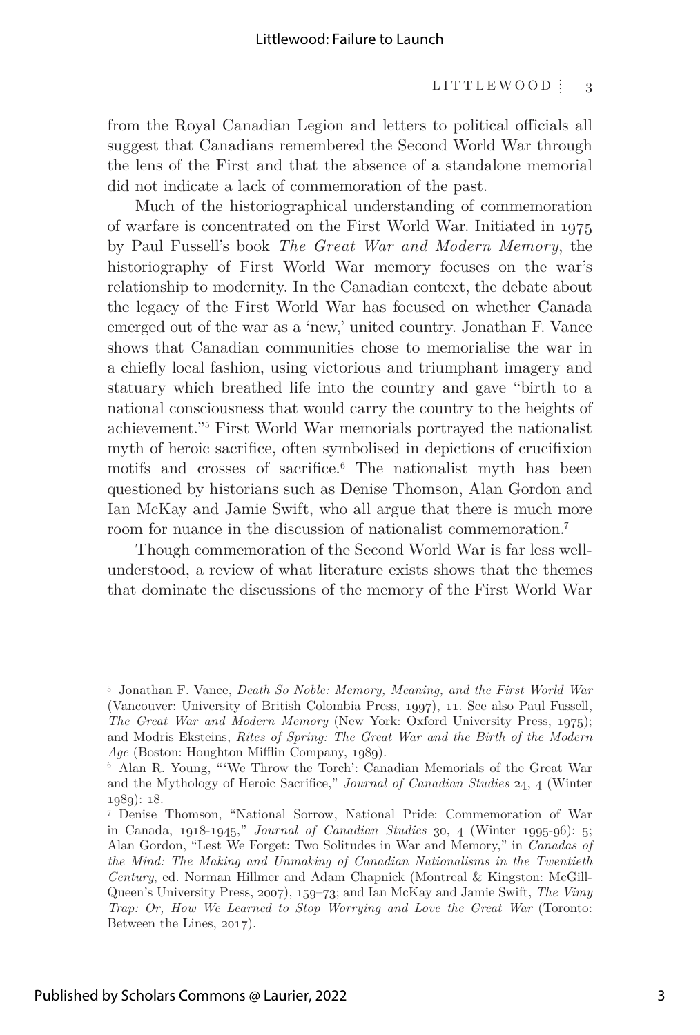from the Royal Canadian Legion and letters to political officials all suggest that Canadians remembered the Second World War through the lens of the First and that the absence of a standalone memorial did not indicate a lack of commemoration of the past.

Much of the historiographical understanding of commemoration of warfare is concentrated on the First World War. Initiated in 1975 by Paul Fussell's book *The Great War and Modern Memory*, the historiography of First World War memory focuses on the war's relationship to modernity. In the Canadian context, the debate about the legacy of the First World War has focused on whether Canada emerged out of the war as a 'new,' united country. Jonathan F. Vance shows that Canadian communities chose to memorialise the war in a chiefly local fashion, using victorious and triumphant imagery and statuary which breathed life into the country and gave "birth to a national consciousness that would carry the country to the heights of achievement."[5] First World War memorials portrayed the nationalist myth of heroic sacrifice, often symbolised in depictions of crucifixion motifs and crosses of sacrifice.[6] The nationalist myth has been questioned by historians such as Denise Thomson, Alan Gordon and Ian McKay and Jamie Swift, who all argue that there is much more room for nuance in the discussion of nationalist commemoration.[7]

Though commemoration of the Second World War is far less well-understood, a review of what literature exists shows that the themes that dominate the discussions of the memory of the First World War

---

[5] Jonathan F. Vance, *Death So Noble: Memory, Meaning, and the First World War* (Vancouver: University of British Colombia Press, 1997), 11. See also Paul Fussell, *The Great War and Modern Memory* (New York: Oxford University Press, 1975); and Modris Eksteins, *Rites of Spring: The Great War and the Birth of the Modern Age* (Boston: Houghton Mifflin Company, 1989).

[6] Alan R. Young, "'We Throw the Torch': Canadian Memorials of the Great War and the Mythology of Heroic Sacrifice," *Journal of Canadian Studies* 24, 4 (Winter 1989): 18.

[7] Denise Thomson, "National Sorrow, National Pride: Commemoration of War in Canada, 1918-1945," *Journal of Canadian Studies* 30, 4 (Winter 1995-96): 5; Alan Gordon, "Lest We Forget: Two Solitudes in War and Memory," in *Canadas of the Mind: The Making and Unmaking of Canadian Nationalisms in the Twentieth Century*, ed. Norman Hillmer and Adam Chapnick (Montreal & Kingston: McGill-Queen's University Press, 2007), 159–73; and Ian McKay and Jamie Swift, *The Vimy Trap: Or, How We Learned to Stop Worrying and Love the Great War* (Toronto: Between the Lines, 2017).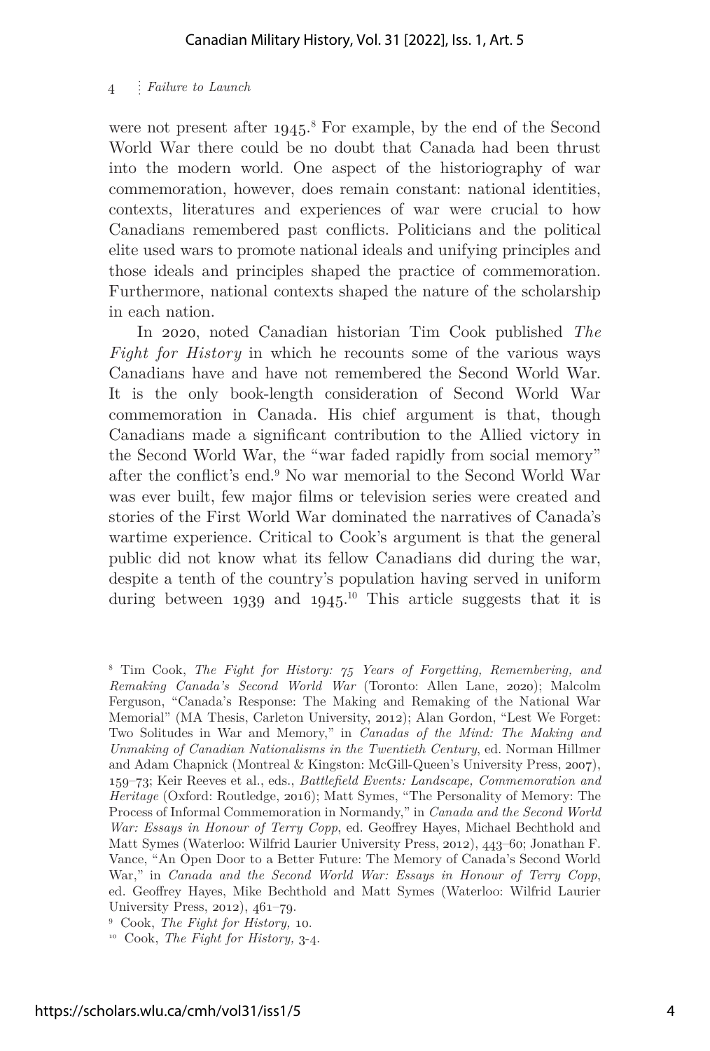were not present after 1945.[8] For example, by the end of the Second World War there could be no doubt that Canada had been thrust into the modern world. One aspect of the historiography of war commemoration, however, does remain constant: national identities, contexts, literatures and experiences of war were crucial to how Canadians remembered past conflicts. Politicians and the political elite used wars to promote national ideals and unifying principles and those ideals and principles shaped the practice of commemoration. Furthermore, national contexts shaped the nature of the scholarship in each nation.

In 2020, noted Canadian historian Tim Cook published *The Fight for History* in which he recounts some of the various ways Canadians have and have not remembered the Second World War. It is the only book-length consideration of Second World War commemoration in Canada. His chief argument is that, though Canadians made a significant contribution to the Allied victory in the Second World War, the "war faded rapidly from social memory" after the conflict's end.[9] No war memorial to the Second World War was ever built, few major films or television series were created and stories of the First World War dominated the narratives of Canada's wartime experience. Critical to Cook's argument is that the general public did not know what its fellow Canadians did during the war, despite a tenth of the country's population having served in uniform during between 1939 and 1945.[10] This article suggests that it is

---

[8] Tim Cook, *The Fight for History: 75 Years of Forgetting, Remembering, and Remaking Canada's Second World War* (Toronto: Allen Lane, 2020); Malcolm Ferguson, "Canada's Response: The Making and Remaking of the National War Memorial" (MA Thesis, Carleton University, 2012); Alan Gordon, "Lest We Forget: Two Solitudes in War and Memory," in *Canadas of the Mind: The Making and Unmaking of Canadian Nationalisms in the Twentieth Century*, ed. Norman Hillmer and Adam Chapnick (Montreal & Kingston: McGill-Queen's University Press, 2007), 159–73; Keir Reeves et al., eds., *Battlefield Events: Landscape, Commemoration and Heritage* (Oxford: Routledge, 2016); Matt Symes, "The Personality of Memory: The Process of Informal Commemoration in Normandy," in *Canada and the Second World War: Essays in Honour of Terry Copp*, ed. Geoffrey Hayes, Michael Bechthold and Matt Symes (Waterloo: Wilfrid Laurier University Press, 2012), 443–60; Jonathan F. Vance, "An Open Door to a Better Future: The Memory of Canada's Second World War," in *Canada and the Second World War: Essays in Honour of Terry Copp*, ed. Geoffrey Hayes, Mike Bechthold and Matt Symes (Waterloo: Wilfrid Laurier University Press, 2012), 461–79.

[9] Cook, *The Fight for History,* 10.

[10] Cook, *The Fight for History,* 3-4.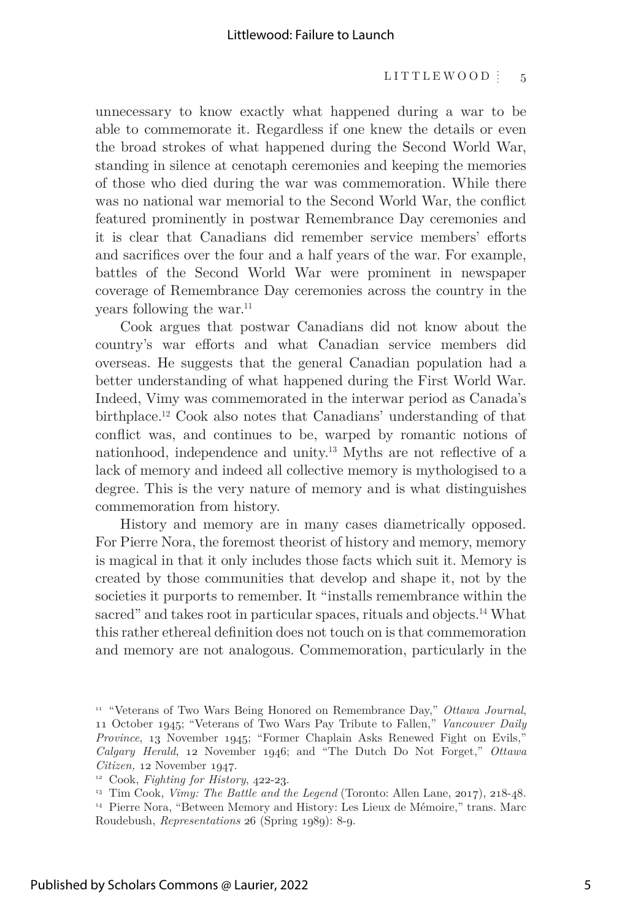unnecessary to know exactly what happened during a war to be able to commemorate it. Regardless if one knew the details or even the broad strokes of what happened during the Second World War, standing in silence at cenotaph ceremonies and keeping the memories of those who died during the war was commemoration. While there was no national war memorial to the Second World War, the conflict featured prominently in postwar Remembrance Day ceremonies and it is clear that Canadians did remember service members' efforts and sacrifices over the four and a half years of the war. For example, battles of the Second World War were prominent in newspaper coverage of Remembrance Day ceremonies across the country in the years following the war.[11]

Cook argues that postwar Canadians did not know about the country's war efforts and what Canadian service members did overseas. He suggests that the general Canadian population had a better understanding of what happened during the First World War. Indeed, Vimy was commemorated in the interwar period as Canada's birthplace.[12] Cook also notes that Canadians' understanding of that conflict was, and continues to be, warped by romantic notions of nationhood, independence and unity.[13] Myths are not reflective of a lack of memory and indeed all collective memory is mythologised to a degree. This is the very nature of memory and is what distinguishes commemoration from history.

History and memory are in many cases diametrically opposed. For Pierre Nora, the foremost theorist of history and memory, memory is magical in that it only includes those facts which suit it. Memory is created by those communities that develop and shape it, not by the societies it purports to remember. It "installs remembrance within the sacred" and takes root in particular spaces, rituals and objects.[14] What this rather ethereal definition does not touch on is that commemoration and memory are not analogous. Commemoration, particularly in the

[11] "Veterans of Two Wars Being Honored on Remembrance Day," *Ottawa Journal*, 11 October 1945; "Veterans of Two Wars Pay Tribute to Fallen," *Vancouver Daily Province*, 13 November 1945; "Former Chaplain Asks Renewed Fight on Evils," *Calgary Herald*, 12 November 1946; and "The Dutch Do Not Forget," *Ottawa Citizen*, 12 November 1947.

[12] Cook, *Fighting for History*, 422-23.

[13] Tim Cook, *Vimy: The Battle and the Legend* (Toronto: Allen Lane, 2017), 218-48.

[14] Pierre Nora, "Between Memory and History: Les Lieux de Mémoire," trans. Marc Roudebush, *Representations* 26 (Spring 1989): 8-9.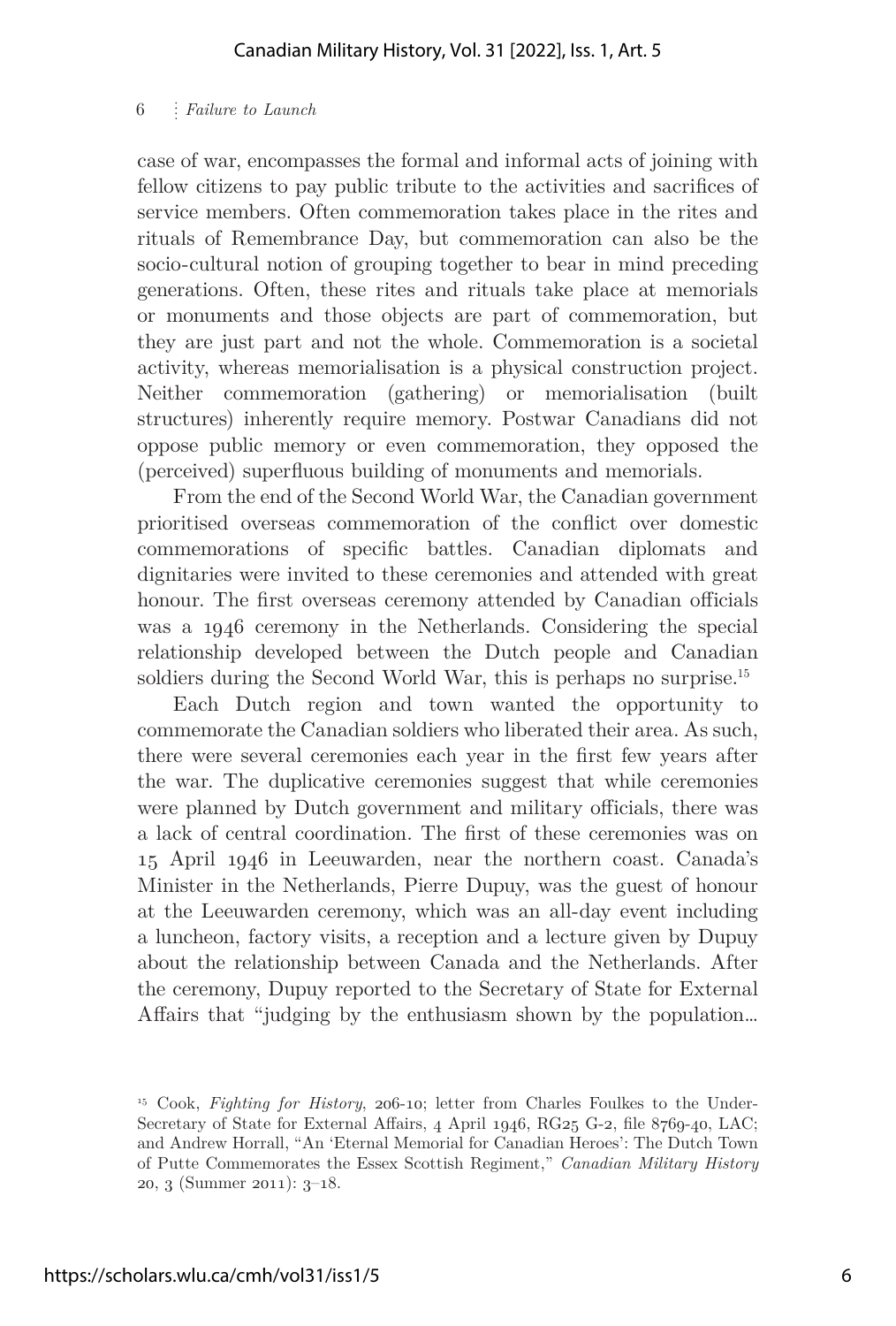case of war, encompasses the formal and informal acts of joining with fellow citizens to pay public tribute to the activities and sacrifices of service members. Often commemoration takes place in the rites and rituals of Remembrance Day, but commemoration can also be the socio-cultural notion of grouping together to bear in mind preceding generations. Often, these rites and rituals take place at memorials or monuments and those objects are part of commemoration, but they are just part and not the whole. Commemoration is a societal activity, whereas memorialisation is a physical construction project. Neither commemoration (gathering) or memorialisation (built structures) inherently require memory. Postwar Canadians did not oppose public memory or even commemoration, they opposed the (perceived) superfluous building of monuments and memorials.

From the end of the Second World War, the Canadian government prioritised overseas commemoration of the conflict over domestic commemorations of specific battles. Canadian diplomats and dignitaries were invited to these ceremonies and attended with great honour. The first overseas ceremony attended by Canadian officials was a 1946 ceremony in the Netherlands. Considering the special relationship developed between the Dutch people and Canadian soldiers during the Second World War, this is perhaps no surprise.[15]

Each Dutch region and town wanted the opportunity to commemorate the Canadian soldiers who liberated their area. As such, there were several ceremonies each year in the first few years after the war. The duplicative ceremonies suggest that while ceremonies were planned by Dutch government and military officials, there was a lack of central coordination. The first of these ceremonies was on 15 April 1946 in Leeuwarden, near the northern coast. Canada's Minister in the Netherlands, Pierre Dupuy, was the guest of honour at the Leeuwarden ceremony, which was an all-day event including a luncheon, factory visits, a reception and a lecture given by Dupuy about the relationship between Canada and the Netherlands. After the ceremony, Dupuy reported to the Secretary of State for External Affairs that "judging by the enthusiasm shown by the population...

---

[15] Cook, *Fighting for History*, 206-10; letter from Charles Foulkes to the Under-Secretary of State for External Affairs, 4 April 1946, RG25 G-2, file 8769-40, LAC; and Andrew Horrall, "An 'Eternal Memorial for Canadian Heroes': The Dutch Town of Putte Commemorates the Essex Scottish Regiment," *Canadian Military History* 20, 3 (Summer 2011): 3–18.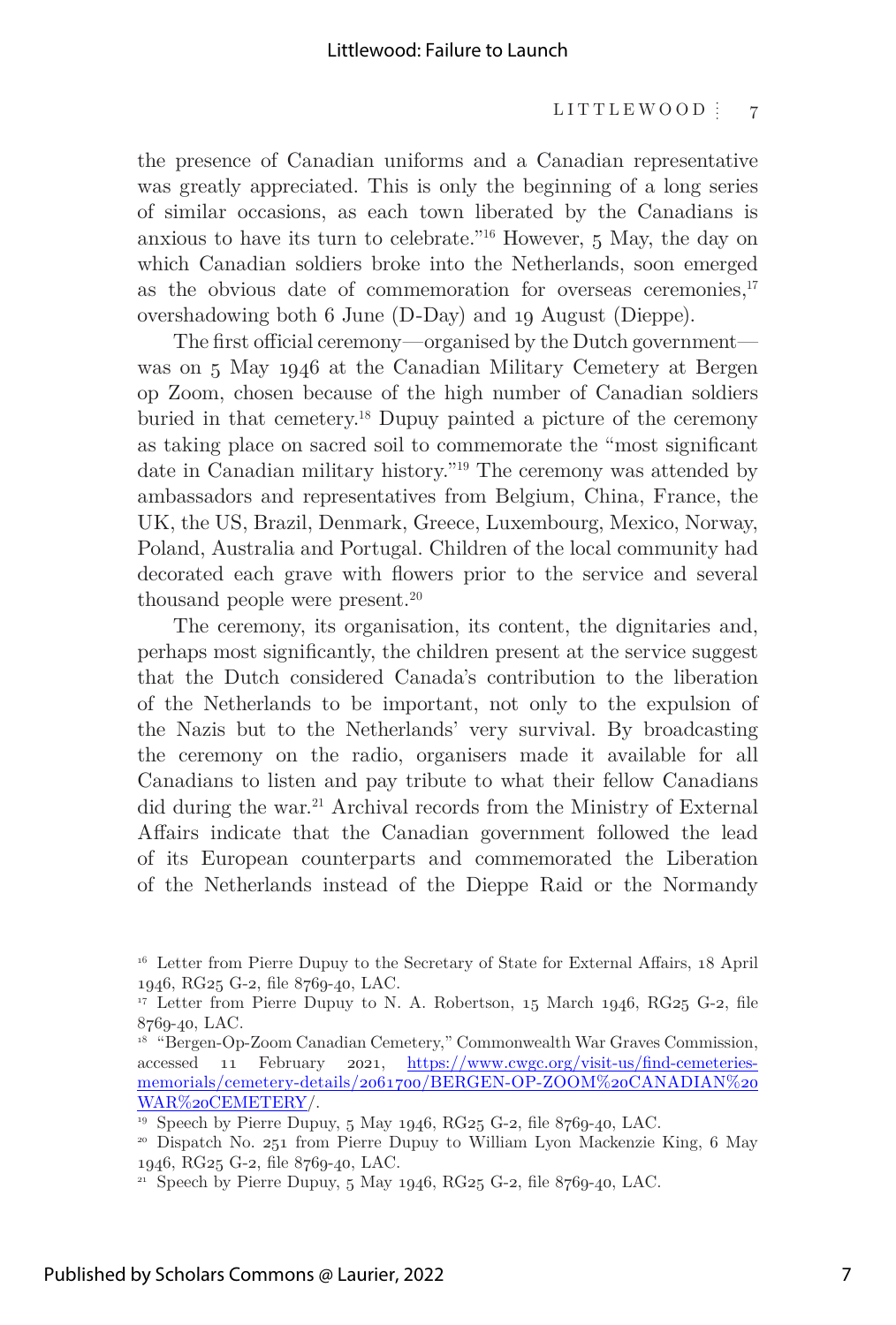the presence of Canadian uniforms and a Canadian representative was greatly appreciated. This is only the beginning of a long series of similar occasions, as each town liberated by the Canadians is anxious to have its turn to celebrate."[16] However, 5 May, the day on which Canadian soldiers broke into the Netherlands, soon emerged as the obvious date of commemoration for overseas ceremonies,[17] overshadowing both 6 June (D-Day) and 19 August (Dieppe).

The first official ceremony—organised by the Dutch government—was on 5 May 1946 at the Canadian Military Cemetery at Bergen op Zoom, chosen because of the high number of Canadian soldiers buried in that cemetery.[18] Dupuy painted a picture of the ceremony as taking place on sacred soil to commemorate the "most significant date in Canadian military history."[19] The ceremony was attended by ambassadors and representatives from Belgium, China, France, the UK, the US, Brazil, Denmark, Greece, Luxembourg, Mexico, Norway, Poland, Australia and Portugal. Children of the local community had decorated each grave with flowers prior to the service and several thousand people were present.[20]

The ceremony, its organisation, its content, the dignitaries and, perhaps most significantly, the children present at the service suggest that the Dutch considered Canada's contribution to the liberation of the Netherlands to be important, not only to the expulsion of the Nazis but to the Netherlands' very survival. By broadcasting the ceremony on the radio, organisers made it available for all Canadians to listen and pay tribute to what their fellow Canadians did during the war.[21] Archival records from the Ministry of External Affairs indicate that the Canadian government followed the lead of its European counterparts and commemorated the Liberation of the Netherlands instead of the Dieppe Raid or the Normandy

---

[16] Letter from Pierre Dupuy to the Secretary of State for External Affairs, 18 April 1946, RG25 G-2, file 8769-40, LAC.

[17] Letter from Pierre Dupuy to N. A. Robertson, 15 March 1946, RG25 G-2, file 8769-40, LAC.

[18] "Bergen-Op-Zoom Canadian Cemetery," Commonwealth War Graves Commission, accessed 11 February 2021, https://www.cwgc.org/visit-us/find-cemeteries-memorials/cemetery-details/2061700/BERGEN-OP-ZOOM%20CANADIAN%20WAR%20CEMETERY/.

[19] Speech by Pierre Dupuy, 5 May 1946, RG25 G-2, file 8769-40, LAC.

[20] Dispatch No. 251 from Pierre Dupuy to William Lyon Mackenzie King, 6 May 1946, RG25 G-2, file 8769-40, LAC.

[21] Speech by Pierre Dupuy, 5 May 1946, RG25 G-2, file 8769-40, LAC.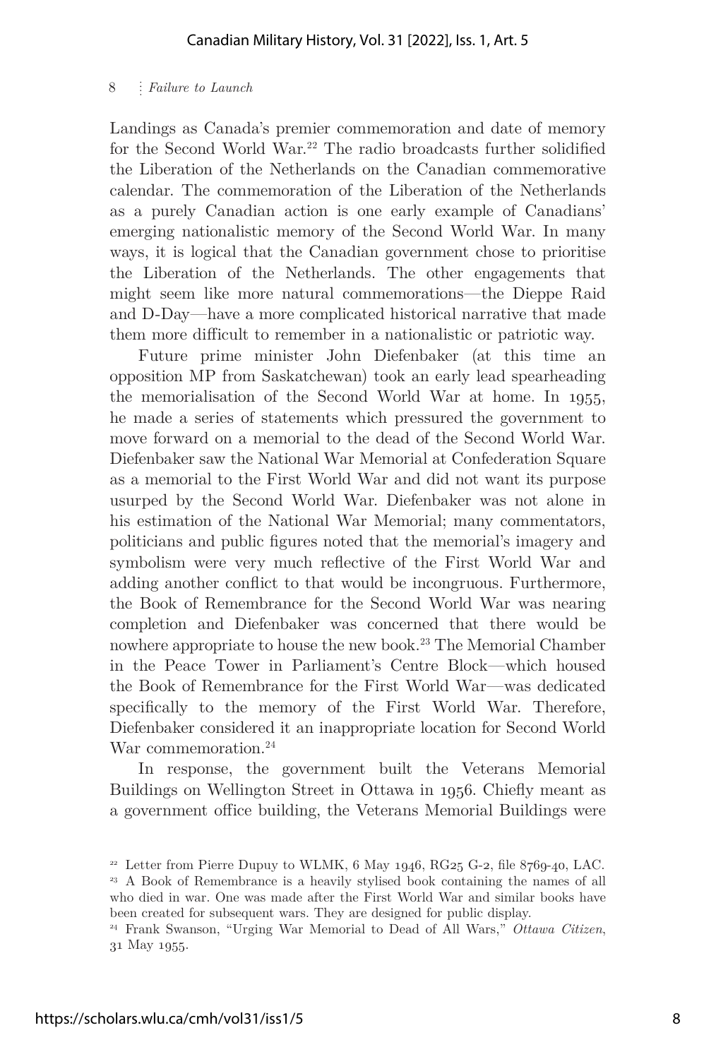Landings as Canada's premier commemoration and date of memory for the Second World War.[22] The radio broadcasts further solidified the Liberation of the Netherlands on the Canadian commemorative calendar. The commemoration of the Liberation of the Netherlands as a purely Canadian action is one early example of Canadians' emerging nationalistic memory of the Second World War. In many ways, it is logical that the Canadian government chose to prioritise the Liberation of the Netherlands. The other engagements that might seem like more natural commemorations—the Dieppe Raid and D-Day—have a more complicated historical narrative that made them more difficult to remember in a nationalistic or patriotic way.

Future prime minister John Diefenbaker (at this time an opposition MP from Saskatchewan) took an early lead spearheading the memorialisation of the Second World War at home. In 1955, he made a series of statements which pressured the government to move forward on a memorial to the dead of the Second World War. Diefenbaker saw the National War Memorial at Confederation Square as a memorial to the First World War and did not want its purpose usurped by the Second World War. Diefenbaker was not alone in his estimation of the National War Memorial; many commentators, politicians and public figures noted that the memorial's imagery and symbolism were very much reflective of the First World War and adding another conflict to that would be incongruous. Furthermore, the Book of Remembrance for the Second World War was nearing completion and Diefenbaker was concerned that there would be nowhere appropriate to house the new book.[23] The Memorial Chamber in the Peace Tower in Parliament's Centre Block—which housed the Book of Remembrance for the First World War—was dedicated specifically to the memory of the First World War. Therefore, Diefenbaker considered it an inappropriate location for Second World War commemoration.[24]

In response, the government built the Veterans Memorial Buildings on Wellington Street in Ottawa in 1956. Chiefly meant as a government office building, the Veterans Memorial Buildings were

---

[22] Letter from Pierre Dupuy to WLMK, 6 May 1946, RG25 G-2, file 8769-40, LAC.

[23] A Book of Remembrance is a heavily stylised book containing the names of all who died in war. One was made after the First World War and similar books have been created for subsequent wars. They are designed for public display.

[24] Frank Swanson, "Urging War Memorial to Dead of All Wars," *Ottawa Citizen*, 31 May 1955.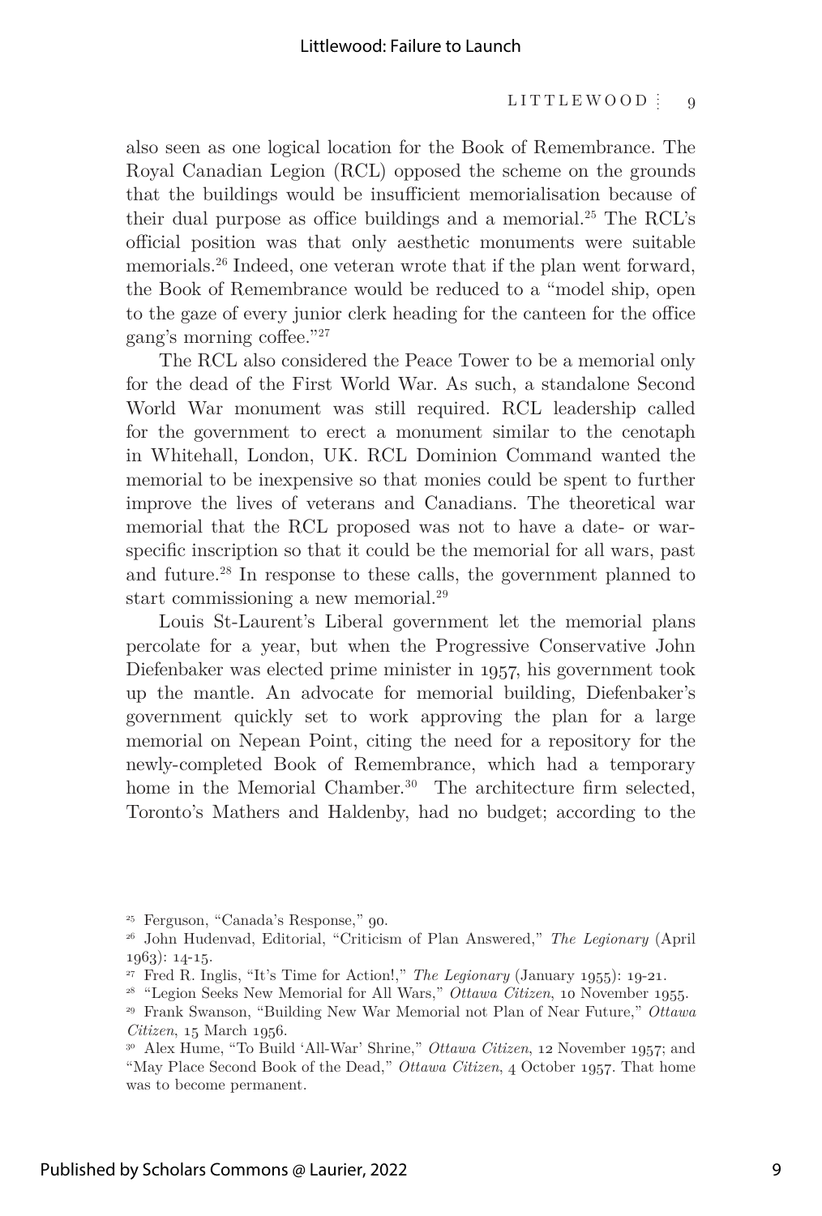also seen as one logical location for the Book of Remembrance. The Royal Canadian Legion (RCL) opposed the scheme on the grounds that the buildings would be insufficient memorialisation because of their dual purpose as office buildings and a memorial.[25] The RCL's official position was that only aesthetic monuments were suitable memorials.[26] Indeed, one veteran wrote that if the plan went forward, the Book of Remembrance would be reduced to a "model ship, open to the gaze of every junior clerk heading for the canteen for the office gang's morning coffee."[27]

The RCL also considered the Peace Tower to be a memorial only for the dead of the First World War. As such, a standalone Second World War monument was still required. RCL leadership called for the government to erect a monument similar to the cenotaph in Whitehall, London, UK. RCL Dominion Command wanted the memorial to be inexpensive so that monies could be spent to further improve the lives of veterans and Canadians. The theoretical war memorial that the RCL proposed was not to have a date- or war-specific inscription so that it could be the memorial for all wars, past and future.[28] In response to these calls, the government planned to start commissioning a new memorial.[29]

Louis St-Laurent's Liberal government let the memorial plans percolate for a year, but when the Progressive Conservative John Diefenbaker was elected prime minister in 1957, his government took up the mantle. An advocate for memorial building, Diefenbaker's government quickly set to work approving the plan for a large memorial on Nepean Point, citing the need for a repository for the newly-completed Book of Remembrance, which had a temporary home in the Memorial Chamber.[30] The architecture firm selected, Toronto's Mathers and Haldenby, had no budget; according to the

---

[25] Ferguson, "Canada's Response," 90.

[26] John Hudenvad, Editorial, "Criticism of Plan Answered," *The Legionary* (April 1963): 14-15.

[27] Fred R. Inglis, "It's Time for Action!," *The Legionary* (January 1955): 19-21.

[28] "Legion Seeks New Memorial for All Wars," *Ottawa Citizen*, 10 November 1955.

[29] Frank Swanson, "Building New War Memorial not Plan of Near Future," *Ottawa Citizen*, 15 March 1956.

[30] Alex Hume, "To Build 'All-War' Shrine," *Ottawa Citizen*, 12 November 1957; and "May Place Second Book of the Dead," *Ottawa Citizen*, 4 October 1957. That home was to become permanent.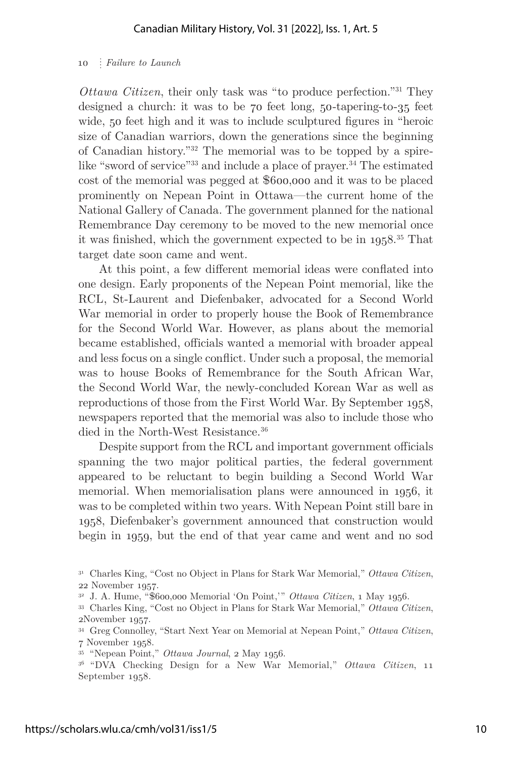*Ottawa Citizen*, their only task was "to produce perfection."[31] They designed a church: it was to be 70 feet long, 50-tapering-to-35 feet wide, 50 feet high and it was to include sculptured figures in "heroic size of Canadian warriors, down the generations since the beginning of Canadian history."[32] The memorial was to be topped by a spire-like "sword of service"[33] and include a place of prayer.[34] The estimated cost of the memorial was pegged at $600,000 and it was to be placed prominently on Nepean Point in Ottawa—the current home of the National Gallery of Canada. The government planned for the national Remembrance Day ceremony to be moved to the new memorial once it was finished, which the government expected to be in 1958.[35] That target date soon came and went.

At this point, a few different memorial ideas were conflated into one design. Early proponents of the Nepean Point memorial, like the RCL, St-Laurent and Diefenbaker, advocated for a Second World War memorial in order to properly house the Book of Remembrance for the Second World War. However, as plans about the memorial became established, officials wanted a memorial with broader appeal and less focus on a single conflict. Under such a proposal, the memorial was to house Books of Remembrance for the South African War, the Second World War, the newly-concluded Korean War as well as reproductions of those from the First World War. By September 1958, newspapers reported that the memorial was also to include those who died in the North-West Resistance.[36]

Despite support from the RCL and important government officials spanning the two major political parties, the federal government appeared to be reluctant to begin building a Second World War memorial. When memorialisation plans were announced in 1956, it was to be completed within two years. With Nepean Point still bare in 1958, Diefenbaker's government announced that construction would begin in 1959, but the end of that year came and went and no sod

[31] Charles King, "Cost no Object in Plans for Stark War Memorial," *Ottawa Citizen*, 22 November 1957.

[32] J. A. Hume, "$600,000 Memorial 'On Point,'" *Ottawa Citizen*, 1 May 1956.

[33] Charles King, "Cost no Object in Plans for Stark War Memorial," *Ottawa Citizen*, 2November 1957.

[34] Greg Connolley, "Start Next Year on Memorial at Nepean Point," *Ottawa Citizen*, 7 November 1958.

[35] "Nepean Point," *Ottawa Journal*, 2 May 1956.

[36] "DVA Checking Design for a New War Memorial," *Ottawa Citizen*, 11 September 1958.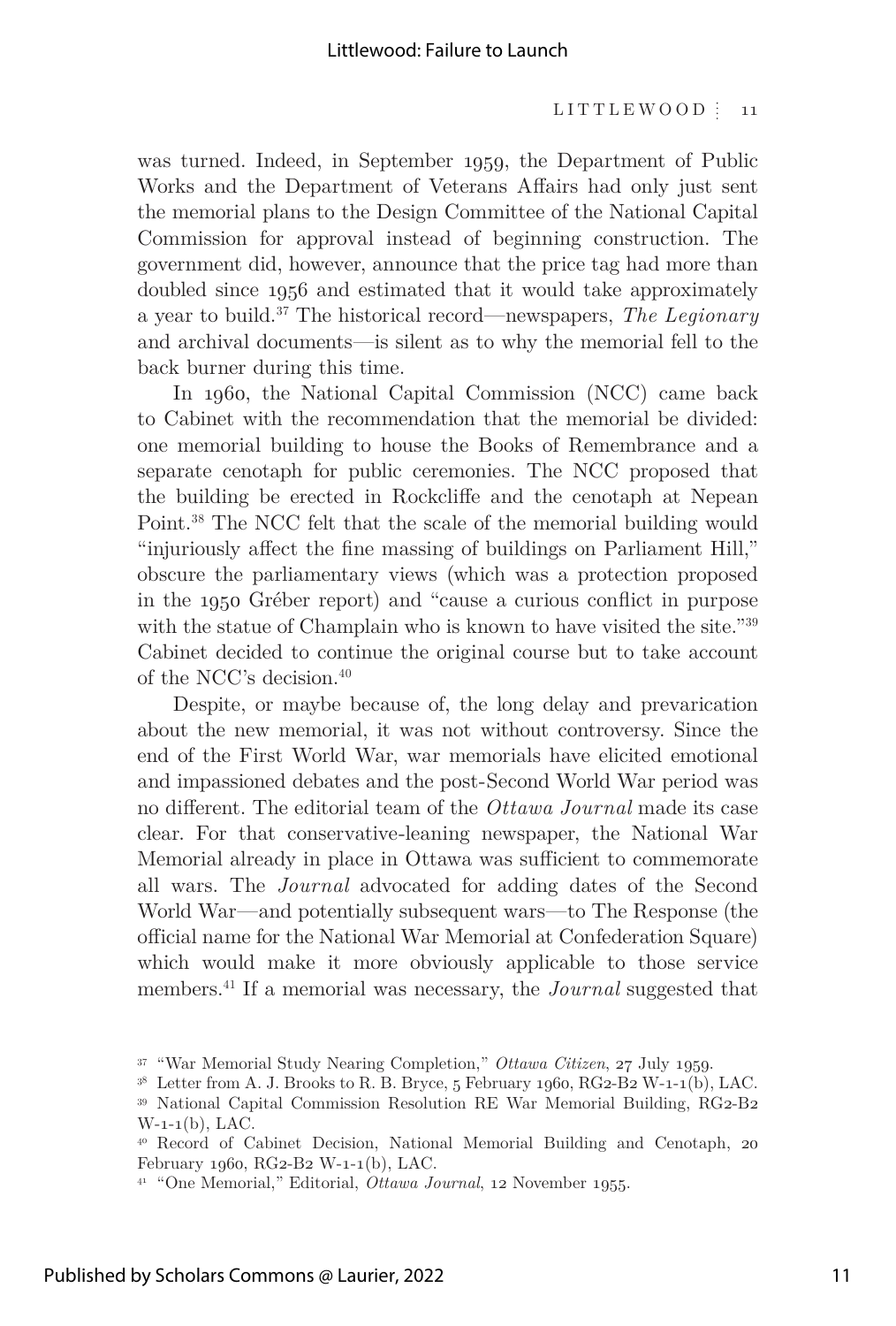was turned. Indeed, in September 1959, the Department of Public Works and the Department of Veterans Affairs had only just sent the memorial plans to the Design Committee of the National Capital Commission for approval instead of beginning construction. The government did, however, announce that the price tag had more than doubled since 1956 and estimated that it would take approximately a year to build.[37] The historical record—newspapers, *The Legionary* and archival documents—is silent as to why the memorial fell to the back burner during this time.

In 1960, the National Capital Commission (NCC) came back to Cabinet with the recommendation that the memorial be divided: one memorial building to house the Books of Remembrance and a separate cenotaph for public ceremonies. The NCC proposed that the building be erected in Rockcliffe and the cenotaph at Nepean Point.[38] The NCC felt that the scale of the memorial building would "injuriously affect the fine massing of buildings on Parliament Hill," obscure the parliamentary views (which was a protection proposed in the 1950 Gréber report) and "cause a curious conflict in purpose with the statue of Champlain who is known to have visited the site."[39] Cabinet decided to continue the original course but to take account of the NCC's decision.[40]

Despite, or maybe because of, the long delay and prevarication about the new memorial, it was not without controversy. Since the end of the First World War, war memorials have elicited emotional and impassioned debates and the post-Second World War period was no different. The editorial team of the *Ottawa Journal* made its case clear. For that conservative-leaning newspaper, the National War Memorial already in place in Ottawa was sufficient to commemorate all wars. The *Journal* advocated for adding dates of the Second World War—and potentially subsequent wars—to The Response (the official name for the National War Memorial at Confederation Square) which would make it more obviously applicable to those service members.[41] If a memorial was necessary, the *Journal* suggested that

[37] "War Memorial Study Nearing Completion," *Ottawa Citizen*, 27 July 1959.

[38] Letter from A. J. Brooks to R. B. Bryce, 5 February 1960, RG2-B2 W-1-1(b), LAC.

[39] National Capital Commission Resolution RE War Memorial Building, RG2-B2 W-1-1(b), LAC.

[40] Record of Cabinet Decision, National Memorial Building and Cenotaph, 20 February 1960, RG2-B2 W-1-1(b), LAC.

[41] "One Memorial," Editorial, *Ottawa Journal*, 12 November 1955.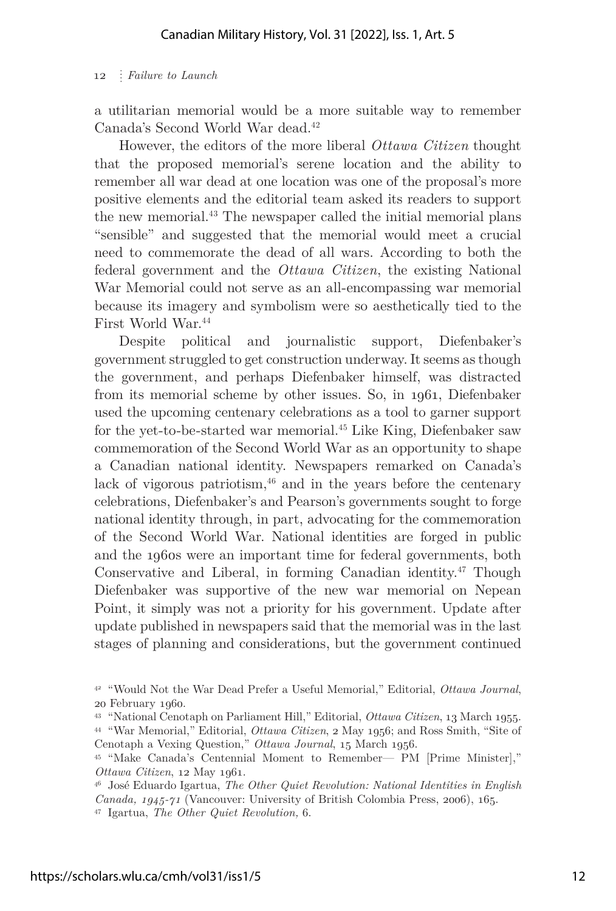a utilitarian memorial would be a more suitable way to remember Canada's Second World War dead.[42]

However, the editors of the more liberal *Ottawa Citizen* thought that the proposed memorial's serene location and the ability to remember all war dead at one location was one of the proposal's more positive elements and the editorial team asked its readers to support the new memorial.[43] The newspaper called the initial memorial plans "sensible" and suggested that the memorial would meet a crucial need to commemorate the dead of all wars. According to both the federal government and the *Ottawa Citizen*, the existing National War Memorial could not serve as an all-encompassing war memorial because its imagery and symbolism were so aesthetically tied to the First World War.[44]

Despite political and journalistic support, Diefenbaker's government struggled to get construction underway. It seems as though the government, and perhaps Diefenbaker himself, was distracted from its memorial scheme by other issues. So, in 1961, Diefenbaker used the upcoming centenary celebrations as a tool to garner support for the yet-to-be-started war memorial.[45] Like King, Diefenbaker saw commemoration of the Second World War as an opportunity to shape a Canadian national identity. Newspapers remarked on Canada's lack of vigorous patriotism,[46] and in the years before the centenary celebrations, Diefenbaker's and Pearson's governments sought to forge national identity through, in part, advocating for the commemoration of the Second World War. National identities are forged in public and the 1960s were an important time for federal governments, both Conservative and Liberal, in forming Canadian identity.[47] Though Diefenbaker was supportive of the new war memorial on Nepean Point, it simply was not a priority for his government. Update after update published in newspapers said that the memorial was in the last stages of planning and considerations, but the government continued

[42] "Would Not the War Dead Prefer a Useful Memorial," Editorial, *Ottawa Journal*, 20 February 1960.

[43] "National Cenotaph on Parliament Hill," Editorial, *Ottawa Citizen*, 13 March 1955.

[44] "War Memorial," Editorial, *Ottawa Citizen*, 2 May 1956; and Ross Smith, "Site of Cenotaph a Vexing Question," *Ottawa Journal*, 15 March 1956.

[45] "Make Canada's Centennial Moment to Remember— PM [Prime Minister]," *Ottawa Citizen*, 12 May 1961.

[46] José Eduardo Igartua, *The Other Quiet Revolution: National Identities in English Canada, 1945-71* (Vancouver: University of British Colombia Press, 2006), 165.

[47] Igartua, *The Other Quiet Revolution*, 6.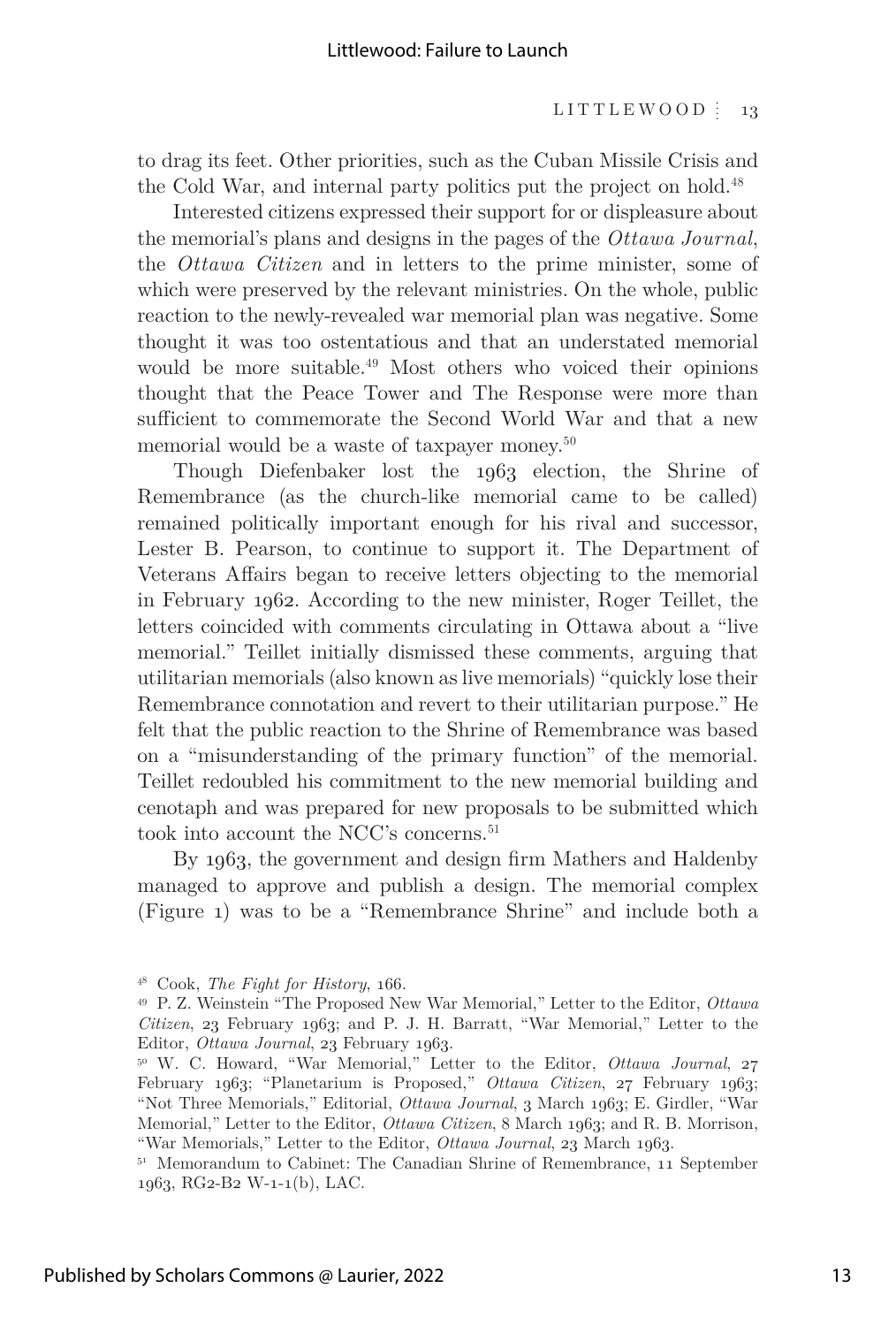to drag its feet. Other priorities, such as the Cuban Missile Crisis and the Cold War, and internal party politics put the project on hold.[48]

Interested citizens expressed their support for or displeasure about the memorial's plans and designs in the pages of the *Ottawa Journal*, the *Ottawa Citizen* and in letters to the prime minister, some of which were preserved by the relevant ministries. On the whole, public reaction to the newly-revealed war memorial plan was negative. Some thought it was too ostentatious and that an understated memorial would be more suitable.[49] Most others who voiced their opinions thought that the Peace Tower and The Response were more than sufficient to commemorate the Second World War and that a new memorial would be a waste of taxpayer money.[50]

Though Diefenbaker lost the 1963 election, the Shrine of Remembrance (as the church-like memorial came to be called) remained politically important enough for his rival and successor, Lester B. Pearson, to continue to support it. The Department of Veterans Affairs began to receive letters objecting to the memorial in February 1962. According to the new minister, Roger Teillet, the letters coincided with comments circulating in Ottawa about a "live memorial." Teillet initially dismissed these comments, arguing that utilitarian memorials (also known as live memorials) "quickly lose their Remembrance connotation and revert to their utilitarian purpose." He felt that the public reaction to the Shrine of Remembrance was based on a "misunderstanding of the primary function" of the memorial. Teillet redoubled his commitment to the new memorial building and cenotaph and was prepared for new proposals to be submitted which took into account the NCC's concerns.[51]

By 1963, the government and design firm Mathers and Haldenby managed to approve and publish a design. The memorial complex (Figure 1) was to be a "Remembrance Shrine" and include both a

---

[48] Cook, *The Fight for History*, 166.

[49] P. Z. Weinstein "The Proposed New War Memorial," Letter to the Editor, *Ottawa Citizen*, 23 February 1963; and P. J. H. Barratt, "War Memorial," Letter to the Editor, *Ottawa Journal*, 23 February 1963.

[50] W. C. Howard, "War Memorial," Letter to the Editor, *Ottawa Journal*, 27 February 1963; "Planetarium is Proposed," *Ottawa Citizen*, 27 February 1963; "Not Three Memorials," Editorial, *Ottawa Journal*, 3 March 1963; E. Girdler, "War Memorial," Letter to the Editor, *Ottawa Citizen*, 8 March 1963; and R. B. Morrison, "War Memorials," Letter to the Editor, *Ottawa Journal*, 23 March 1963.

[51] Memorandum to Cabinet: The Canadian Shrine of Remembrance, 11 September 1963, RG2-B2 W-1-1(b), LAC.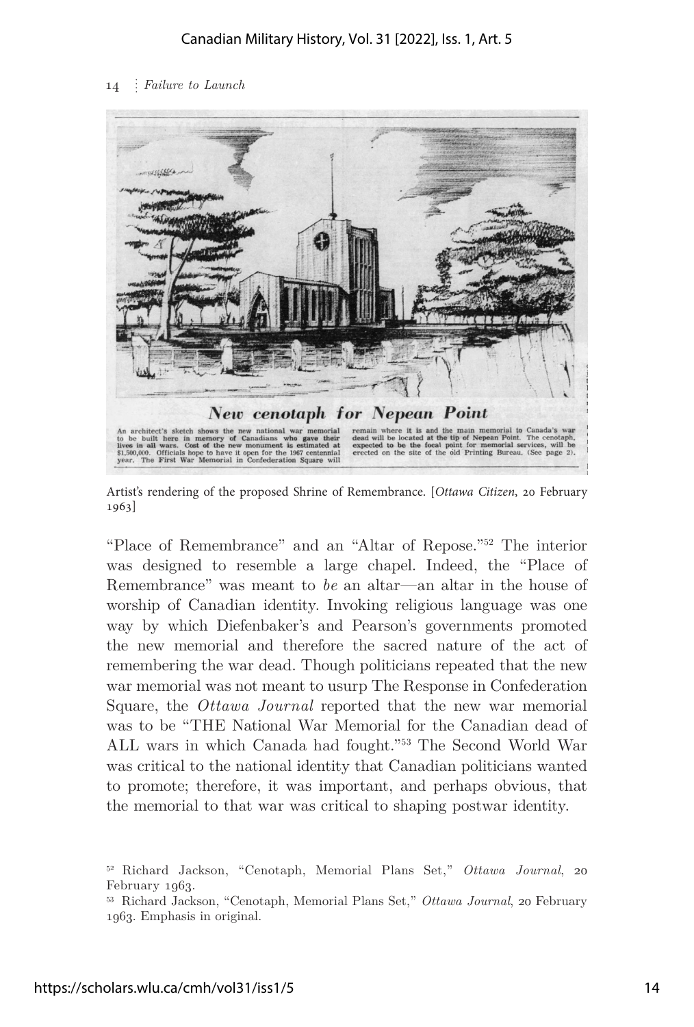Artist's rendering of the proposed Shrine of Remembrance. [*Ottawa Citizen*, 20 February 1963]

"Place of Remembrance" and an "Altar of Repose."[52] The interior was designed to resemble a large chapel. Indeed, the "Place of Remembrance" was meant to *be* an altar—an altar in the house of worship of Canadian identity. Invoking religious language was one way by which Diefenbaker's and Pearson's governments promoted the new memorial and therefore the sacred nature of the act of remembering the war dead. Though politicians repeated that the new war memorial was not meant to usurp The Response in Confederation Square, the *Ottawa Journal* reported that the new war memorial was to be "THE National War Memorial for the Canadian dead of ALL wars in which Canada had fought."[53] The Second World War was critical to the national identity that Canadian politicians wanted to promote; therefore, it was important, and perhaps obvious, that the memorial to that war was critical to shaping postwar identity.

---

[52] Richard Jackson, "Cenotaph, Memorial Plans Set," *Ottawa Journal*, 20 February 1963.

[53] Richard Jackson, "Cenotaph, Memorial Plans Set," *Ottawa Journal*, 20 February 1963. Emphasis in original.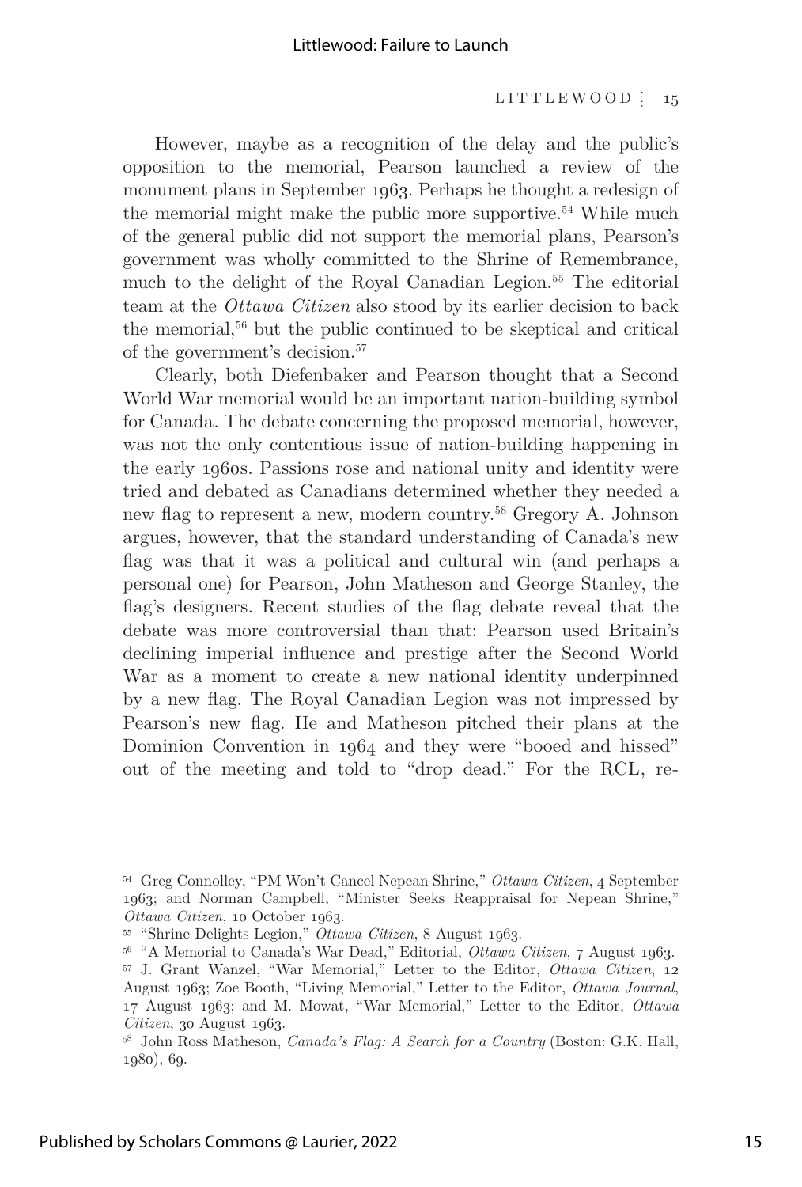However, maybe as a recognition of the delay and the public's opposition to the memorial, Pearson launched a review of the monument plans in September 1963. Perhaps he thought a redesign of the memorial might make the public more supportive.[54] While much of the general public did not support the memorial plans, Pearson's government was wholly committed to the Shrine of Remembrance, much to the delight of the Royal Canadian Legion.[55] The editorial team at the *Ottawa Citizen* also stood by its earlier decision to back the memorial,[56] but the public continued to be skeptical and critical of the government's decision.[57]

Clearly, both Diefenbaker and Pearson thought that a Second World War memorial would be an important nation-building symbol for Canada. The debate concerning the proposed memorial, however, was not the only contentious issue of nation-building happening in the early 1960s. Passions rose and national unity and identity were tried and debated as Canadians determined whether they needed a new flag to represent a new, modern country.[58] Gregory A. Johnson argues, however, that the standard understanding of Canada's new flag was that it was a political and cultural win (and perhaps a personal one) for Pearson, John Matheson and George Stanley, the flag's designers. Recent studies of the flag debate reveal that the debate was more controversial than that: Pearson used Britain's declining imperial influence and prestige after the Second World War as a moment to create a new national identity underpinned by a new flag. The Royal Canadian Legion was not impressed by Pearson's new flag. He and Matheson pitched their plans at the Dominion Convention in 1964 and they were "booed and hissed" out of the meeting and told to "drop dead." For the RCL, re-

---

[54] Greg Connolley, "PM Won't Cancel Nepean Shrine," *Ottawa Citizen*, 4 September 1963; and Norman Campbell, "Minister Seeks Reappraisal for Nepean Shrine," *Ottawa Citizen*, 10 October 1963.

[55] "Shrine Delights Legion," *Ottawa Citizen*, 8 August 1963.

[56] "A Memorial to Canada's War Dead," Editorial, *Ottawa Citizen*, 7 August 1963.

[57] J. Grant Wanzel, "War Memorial," Letter to the Editor, *Ottawa Citizen*, 12 August 1963; Zoe Booth, "Living Memorial," Letter to the Editor, *Ottawa Journal*, 17 August 1963; and M. Mowat, "War Memorial," Letter to the Editor, *Ottawa Citizen*, 30 August 1963.

[58] John Ross Matheson, *Canada's Flag: A Search for a Country* (Boston: G.K. Hall, 1980), 69.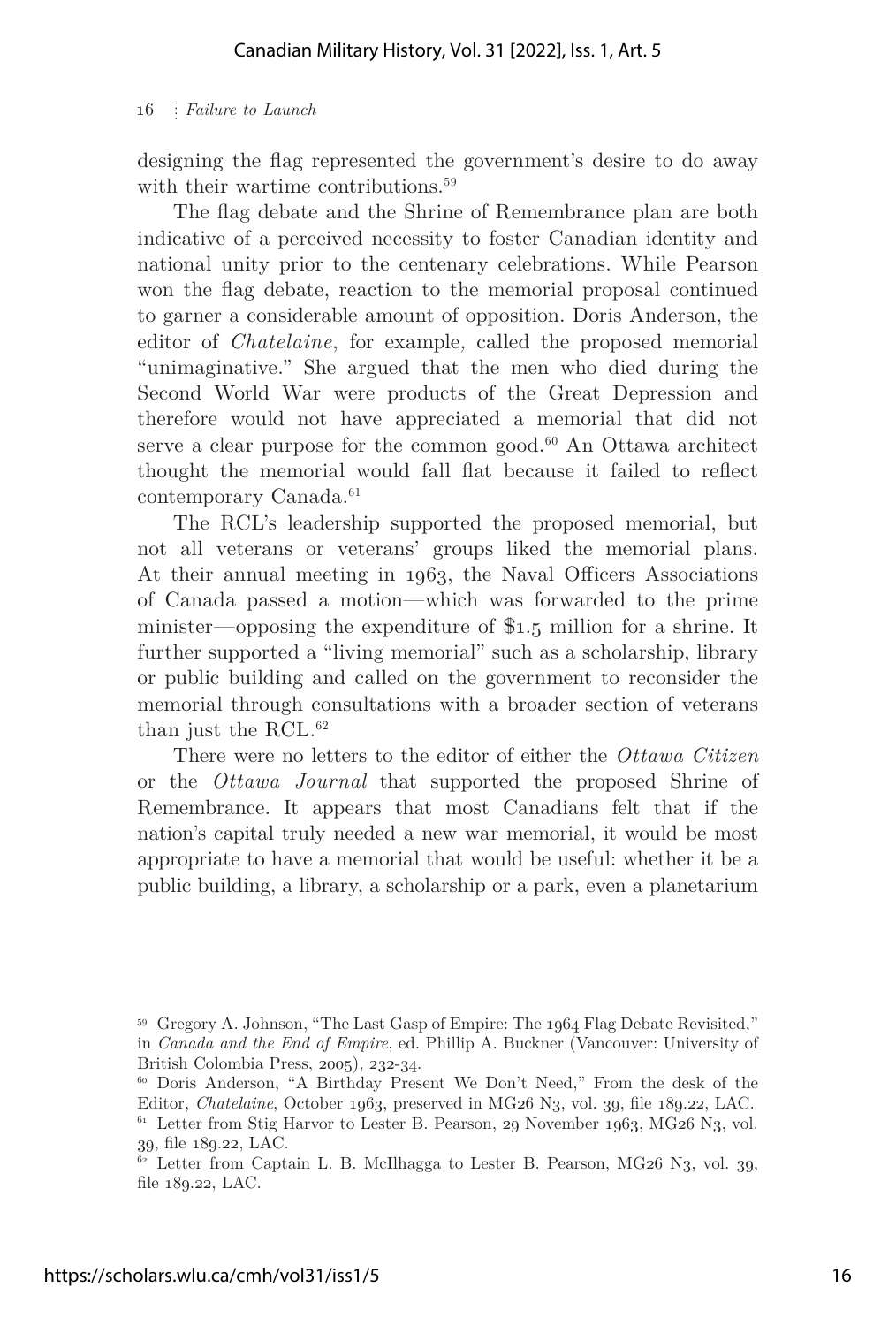designing the flag represented the government's desire to do away with their wartime contributions.[59]

The flag debate and the Shrine of Remembrance plan are both indicative of a perceived necessity to foster Canadian identity and national unity prior to the centenary celebrations. While Pearson won the flag debate, reaction to the memorial proposal continued to garner a considerable amount of opposition. Doris Anderson, the editor of *Chatelaine*, for example, called the proposed memorial "unimaginative." She argued that the men who died during the Second World War were products of the Great Depression and therefore would not have appreciated a memorial that did not serve a clear purpose for the common good.[60] An Ottawa architect thought the memorial would fall flat because it failed to reflect contemporary Canada.[61]

The RCL's leadership supported the proposed memorial, but not all veterans or veterans' groups liked the memorial plans. At their annual meeting in 1963, the Naval Officers Associations of Canada passed a motion—which was forwarded to the prime minister—opposing the expenditure of $1.5 million for a shrine. It further supported a "living memorial" such as a scholarship, library or public building and called on the government to reconsider the memorial through consultations with a broader section of veterans than just the RCL.[62]

There were no letters to the editor of either the *Ottawa Citizen* or the *Ottawa Journal* that supported the proposed Shrine of Remembrance. It appears that most Canadians felt that if the nation's capital truly needed a new war memorial, it would be most appropriate to have a memorial that would be useful: whether it be a public building, a library, a scholarship or a park, even a planetarium

[59] Gregory A. Johnson, "The Last Gasp of Empire: The 1964 Flag Debate Revisited," in *Canada and the End of Empire*, ed. Phillip A. Buckner (Vancouver: University of British Colombia Press, 2005), 232-34.

[60] Doris Anderson, "A Birthday Present We Don't Need," From the desk of the Editor, *Chatelaine*, October 1963, preserved in MG26 N3, vol. 39, file 189.22, LAC.

[61] Letter from Stig Harvor to Lester B. Pearson, 29 November 1963, MG26 N3, vol. 39, file 189.22, LAC.

[62] Letter from Captain L. B. McIlhagga to Lester B. Pearson, MG26 N3, vol. 39, file 189.22, LAC.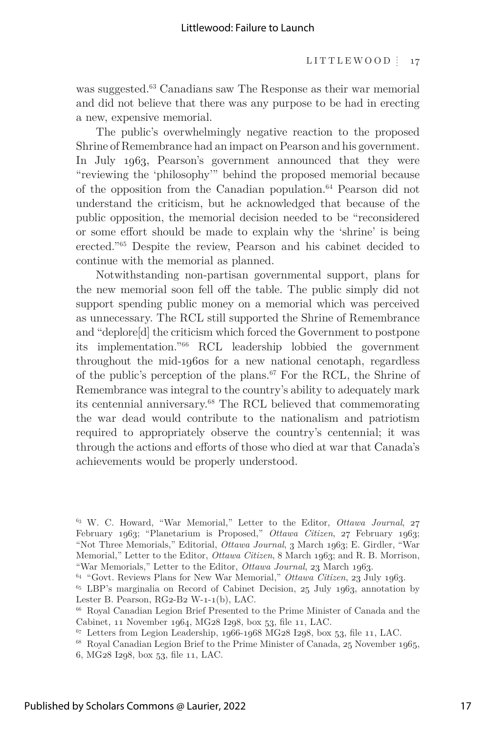was suggested.[63] Canadians saw The Response as their war memorial and did not believe that there was any purpose to be had in erecting a new, expensive memorial.

The public's overwhelmingly negative reaction to the proposed Shrine of Remembrance had an impact on Pearson and his government. In July 1963, Pearson's government announced that they were "reviewing the 'philosophy'" behind the proposed memorial because of the opposition from the Canadian population.[64] Pearson did not understand the criticism, but he acknowledged that because of the public opposition, the memorial decision needed to be "reconsidered or some effort should be made to explain why the 'shrine' is being erected."[65] Despite the review, Pearson and his cabinet decided to continue with the memorial as planned.

Notwithstanding non-partisan governmental support, plans for the new memorial soon fell off the table. The public simply did not support spending public money on a memorial which was perceived as unnecessary. The RCL still supported the Shrine of Remembrance and "deplore[d] the criticism which forced the Government to postpone its implementation."[66] RCL leadership lobbied the government throughout the mid-1960s for a new national cenotaph, regardless of the public's perception of the plans.[67] For the RCL, the Shrine of Remembrance was integral to the country's ability to adequately mark its centennial anniversary.[68] The RCL believed that commemorating the war dead would contribute to the nationalism and patriotism required to appropriately observe the country's centennial; it was through the actions and efforts of those who died at war that Canada's achievements would be properly understood.

---

[63] W. C. Howard, "War Memorial," Letter to the Editor, *Ottawa Journal*, 27 February 1963; "Planetarium is Proposed," *Ottawa Citizen*, 27 February 1963; "Not Three Memorials," Editorial, *Ottawa Journal*, 3 March 1963; E. Girdler, "War Memorial," Letter to the Editor, *Ottawa Citizen*, 8 March 1963; and R. B. Morrison, "War Memorials," Letter to the Editor, *Ottawa Journal*, 23 March 1963.

[64] "Govt. Reviews Plans for New War Memorial," *Ottawa Citizen*, 23 July 1963.

[65] LBP's marginalia on Record of Cabinet Decision, 25 July 1963, annotation by Lester B. Pearson, RG2-B2 W-1-1(b), LAC.

[66] Royal Canadian Legion Brief Presented to the Prime Minister of Canada and the Cabinet, 11 November 1964, MG28 I298, box 53, file 11, LAC.

[67] Letters from Legion Leadership, 1966-1968 MG28 I298, box 53, file 11, LAC.

[68] Royal Canadian Legion Brief to the Prime Minister of Canada, 25 November 1965, 6, MG28 I298, box 53, file 11, LAC.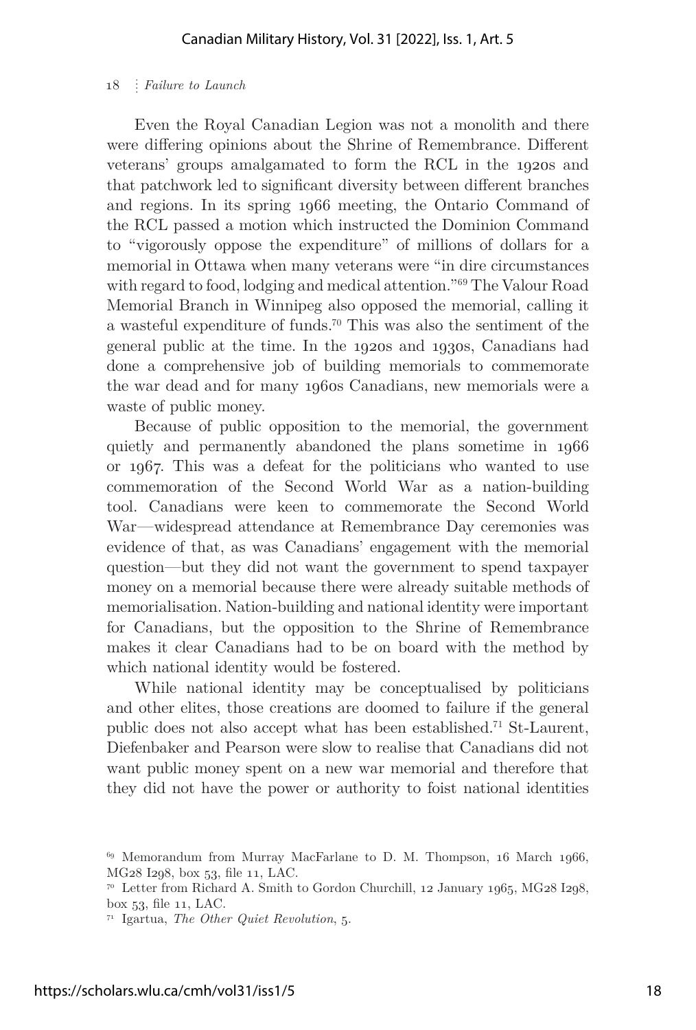Even the Royal Canadian Legion was not a monolith and there were differing opinions about the Shrine of Remembrance. Different veterans' groups amalgamated to form the RCL in the 1920s and that patchwork led to significant diversity between different branches and regions. In its spring 1966 meeting, the Ontario Command of the RCL passed a motion which instructed the Dominion Command to "vigorously oppose the expenditure" of millions of dollars for a memorial in Ottawa when many veterans were "in dire circumstances with regard to food, lodging and medical attention."[69] The Valour Road Memorial Branch in Winnipeg also opposed the memorial, calling it a wasteful expenditure of funds.[70] This was also the sentiment of the general public at the time. In the 1920s and 1930s, Canadians had done a comprehensive job of building memorials to commemorate the war dead and for many 1960s Canadians, new memorials were a waste of public money.

Because of public opposition to the memorial, the government quietly and permanently abandoned the plans sometime in 1966 or 1967. This was a defeat for the politicians who wanted to use commemoration of the Second World War as a nation-building tool. Canadians were keen to commemorate the Second World War—widespread attendance at Remembrance Day ceremonies was evidence of that, as was Canadians' engagement with the memorial question—but they did not want the government to spend taxpayer money on a memorial because there were already suitable methods of memorialisation. Nation-building and national identity were important for Canadians, but the opposition to the Shrine of Remembrance makes it clear Canadians had to be on board with the method by which national identity would be fostered.

While national identity may be conceptualised by politicians and other elites, those creations are doomed to failure if the general public does not also accept what has been established.[71] St-Laurent, Diefenbaker and Pearson were slow to realise that Canadians did not want public money spent on a new war memorial and therefore that they did not have the power or authority to foist national identities

---

[69] Memorandum from Murray MacFarlane to D. M. Thompson, 16 March 1966, MG28 I298, box 53, file 11, LAC.

[70] Letter from Richard A. Smith to Gordon Churchill, 12 January 1965, MG28 I298, box 53, file 11, LAC.

[71] Igartua, *The Other Quiet Revolution*, 5.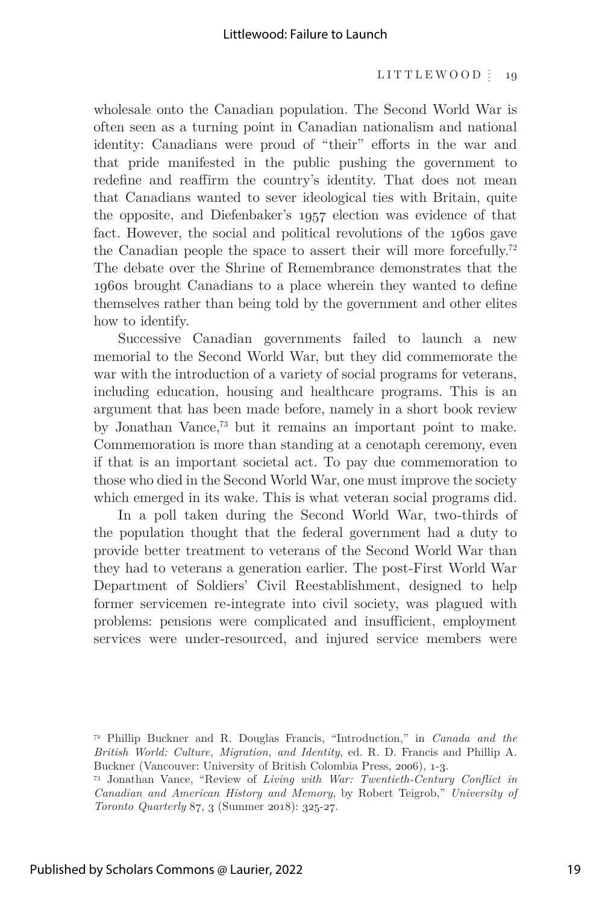wholesale onto the Canadian population. The Second World War is often seen as a turning point in Canadian nationalism and national identity: Canadians were proud of "their" efforts in the war and that pride manifested in the public pushing the government to redefine and reaffirm the country's identity. That does not mean that Canadians wanted to sever ideological ties with Britain, quite the opposite, and Diefenbaker's 1957 election was evidence of that fact. However, the social and political revolutions of the 1960s gave the Canadian people the space to assert their will more forcefully.[72] The debate over the Shrine of Remembrance demonstrates that the 1960s brought Canadians to a place wherein they wanted to define themselves rather than being told by the government and other elites how to identify.

Successive Canadian governments failed to launch a new memorial to the Second World War, but they did commemorate the war with the introduction of a variety of social programs for veterans, including education, housing and healthcare programs. This is an argument that has been made before, namely in a short book review by Jonathan Vance,[73] but it remains an important point to make. Commemoration is more than standing at a cenotaph ceremony, even if that is an important societal act. To pay due commemoration to those who died in the Second World War, one must improve the society which emerged in its wake. This is what veteran social programs did.

In a poll taken during the Second World War, two-thirds of the population thought that the federal government had a duty to provide better treatment to veterans of the Second World War than they had to veterans a generation earlier. The post-First World War Department of Soldiers' Civil Reestablishment, designed to help former servicemen re-integrate into civil society, was plagued with problems: pensions were complicated and insufficient, employment services were under-resourced, and injured service members were

---

[72] Phillip Buckner and R. Douglas Francis, "Introduction," in *Canada and the British World: Culture, Migration, and Identity*, ed. R. D. Francis and Phillip A. Buckner (Vancouver: University of British Colombia Press, 2006), 1-3.

[73] Jonathan Vance, "Review of *Living with War: Twentieth-Century Conflict in Canadian and American History and Memory*, by Robert Teigrob," *University of Toronto Quarterly* 87, 3 (Summer 2018): 325-27.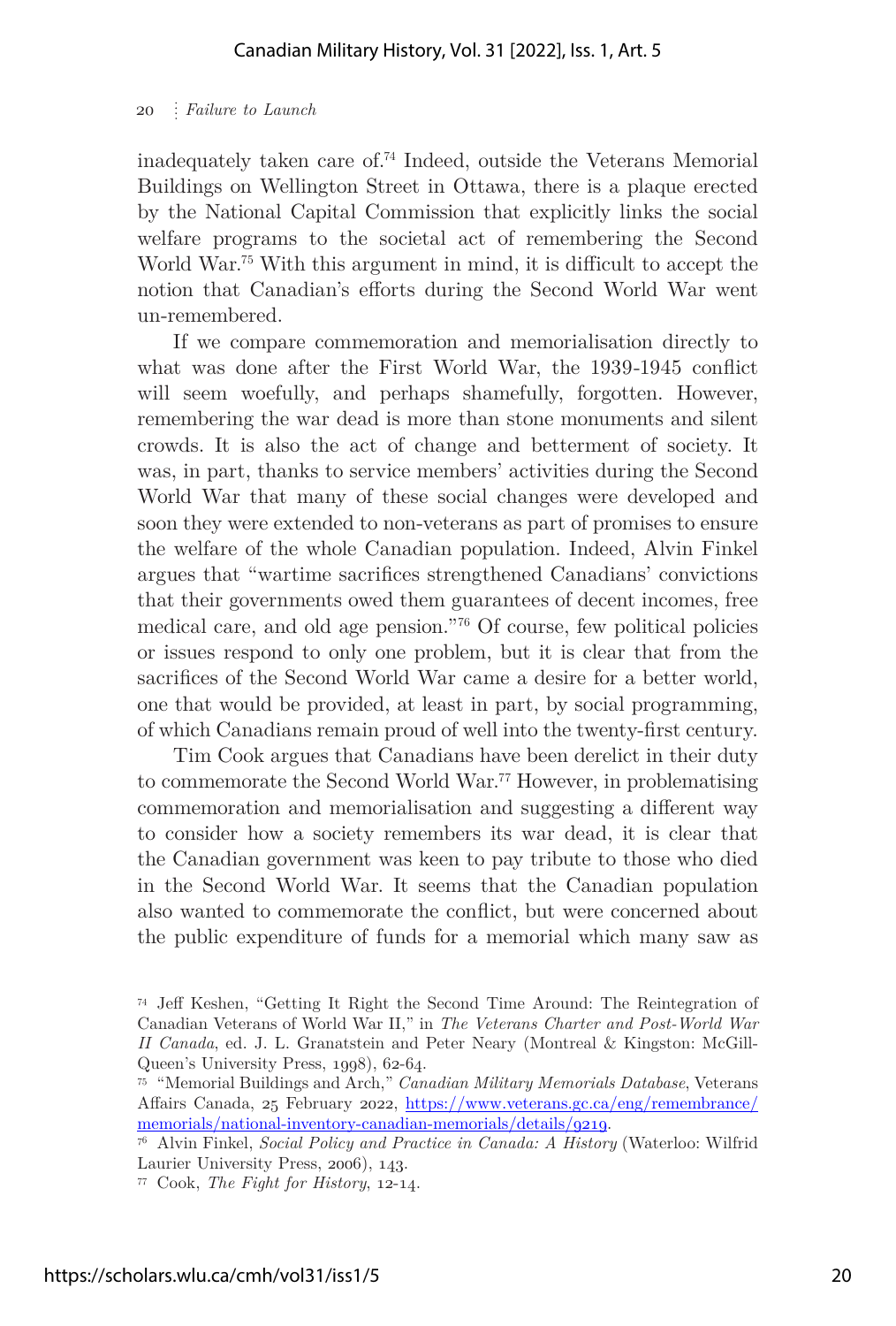inadequately taken care of.[74] Indeed, outside the Veterans Memorial Buildings on Wellington Street in Ottawa, there is a plaque erected by the National Capital Commission that explicitly links the social welfare programs to the societal act of remembering the Second World War.[75] With this argument in mind, it is difficult to accept the notion that Canadian's efforts during the Second World War went un-remembered.

If we compare commemoration and memorialisation directly to what was done after the First World War, the 1939-1945 conflict will seem woefully, and perhaps shamefully, forgotten. However, remembering the war dead is more than stone monuments and silent crowds. It is also the act of change and betterment of society. It was, in part, thanks to service members' activities during the Second World War that many of these social changes were developed and soon they were extended to non-veterans as part of promises to ensure the welfare of the whole Canadian population. Indeed, Alvin Finkel argues that "wartime sacrifices strengthened Canadians' convictions that their governments owed them guarantees of decent incomes, free medical care, and old age pension."[76] Of course, few political policies or issues respond to only one problem, but it is clear that from the sacrifices of the Second World War came a desire for a better world, one that would be provided, at least in part, by social programming, of which Canadians remain proud of well into the twenty-first century.

Tim Cook argues that Canadians have been derelict in their duty to commemorate the Second World War.[77] However, in problematising commemoration and memorialisation and suggesting a different way to consider how a society remembers its war dead, it is clear that the Canadian government was keen to pay tribute to those who died in the Second World War. It seems that the Canadian population also wanted to commemorate the conflict, but were concerned about the public expenditure of funds for a memorial which many saw as

---

[74] Jeff Keshen, "Getting It Right the Second Time Around: The Reintegration of Canadian Veterans of World War II," in *The Veterans Charter and Post-World War II Canada*, ed. J. L. Granatstein and Peter Neary (Montreal & Kingston: McGill-Queen's University Press, 1998), 62-64.

[75] "Memorial Buildings and Arch," *Canadian Military Memorials Database*, Veterans Affairs Canada, 25 February 2022, https://www.veterans.gc.ca/eng/remembrance/memorials/national-inventory-canadian-memorials/details/9219.

[76] Alvin Finkel, *Social Policy and Practice in Canada: A History* (Waterloo: Wilfrid Laurier University Press, 2006), 143.

[77] Cook, *The Fight for History*, 12-14.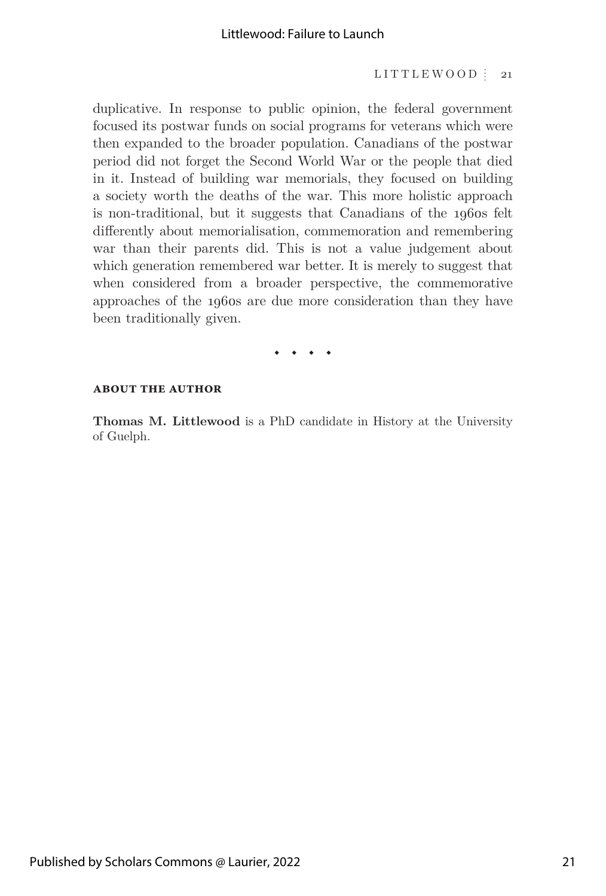duplicative. In response to public opinion, the federal government focused its postwar funds on social programs for veterans which were then expanded to the broader population. Canadians of the postwar period did not forget the Second World War or the people that died in it. Instead of building war memorials, they focused on building a society worth the deaths of the war. This more holistic approach is non-traditional, but it suggests that Canadians of the 1960s felt differently about memorialisation, commemoration and remembering war than their parents did. This is not a value judgement about which generation remembered war better. It is merely to suggest that when considered from a broader perspective, the commemorative approaches of the 1960s are due more consideration than they have been traditionally given.

◆ ◆ ◆ ◆

### ABOUT THE AUTHOR

**Thomas M. Littlewood** is a PhD candidate in History at the University of Guelph.